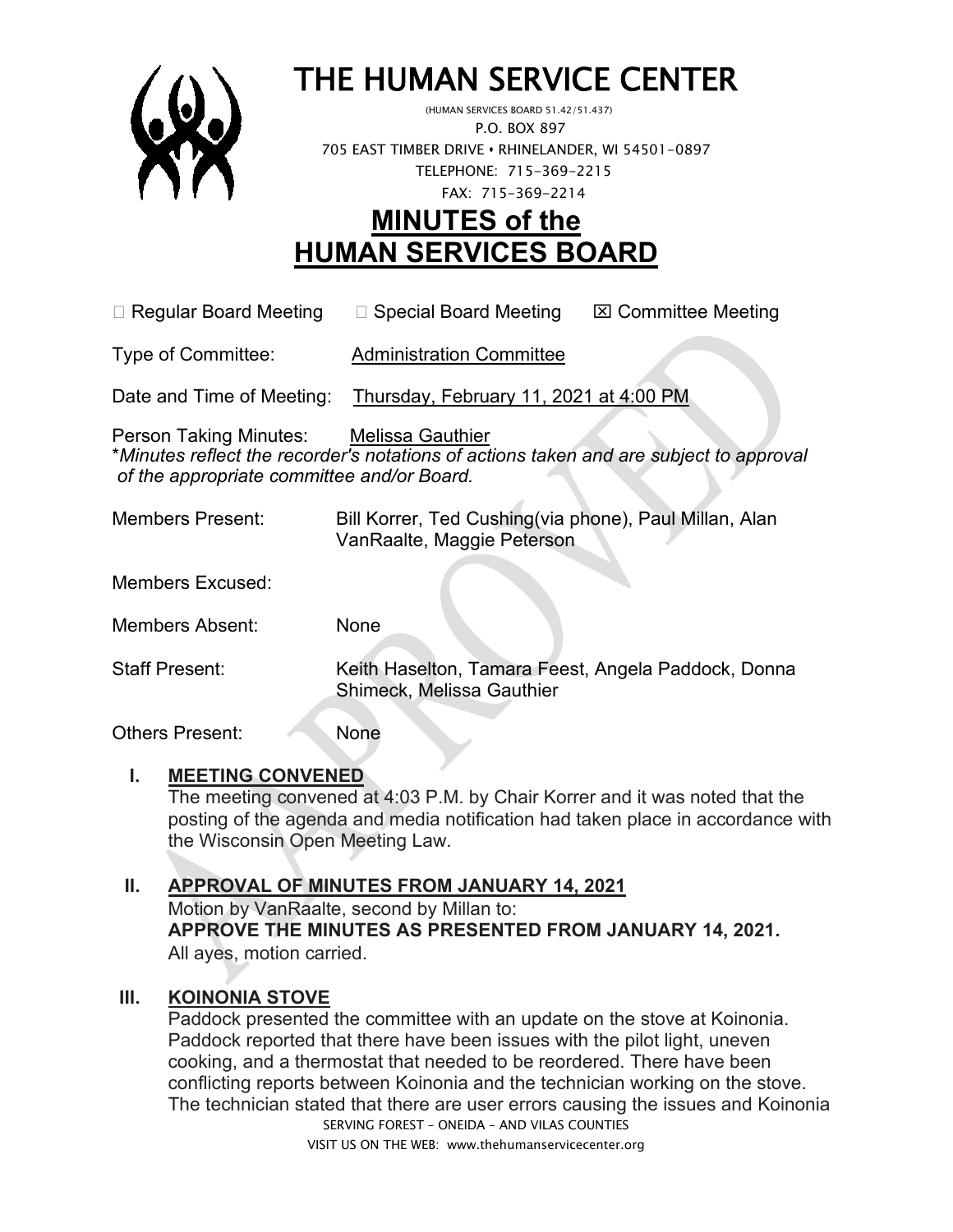# THE HUMAN SERVICE CENTER

(HUMAN SERVICES BOARD 51.42/51.437)
P.O. BOX 897
705 EAST TIMBER DRIVE • RHINELANDER, WI 54501-0897
TELEPHONE: 715-369-2215
FAX: 715-369-2214

## MINUTES of the HUMAN SERVICES BOARD

☐ Regular Board Meeting ☐ Special Board Meeting ☒ Committee Meeting

Type of Committee: Administration Committee

Date and Time of Meeting: Thursday, February 11, 2021 at 4:00 PM

Person Taking Minutes: Melissa Gauthier
**Minutes reflect the recorder's notations of actions taken and are subject to approval of the appropriate committee and/or Board.*

Members Present: Bill Korrer, Ted Cushing(via phone), Paul Millan, Alan VanRaalte, Maggie Peterson

Members Excused:

Members Absent: None

Staff Present: Keith Haselton, Tamara Feest, Angela Paddock, Donna Shimeck, Melissa Gauthier

Others Present: None

### I. MEETING CONVENED

The meeting convened at 4:03 P.M. by Chair Korrer and it was noted that the posting of the agenda and media notification had taken place in accordance with the Wisconsin Open Meeting Law.

### II. APPROVAL OF MINUTES FROM JANUARY 14, 2021

Motion by VanRaalte, second by Millan to:
**APPROVE THE MINUTES AS PRESENTED FROM JANUARY 14, 2021.**
All ayes, motion carried.

### III. KOINONIA STOVE

Paddock presented the committee with an update on the stove at Koinonia. Paddock reported that there have been issues with the pilot light, uneven cooking, and a thermostat that needed to be reordered. There have been conflicting reports between Koinonia and the technician working on the stove. The technician stated that there are user errors causing the issues and Koinonia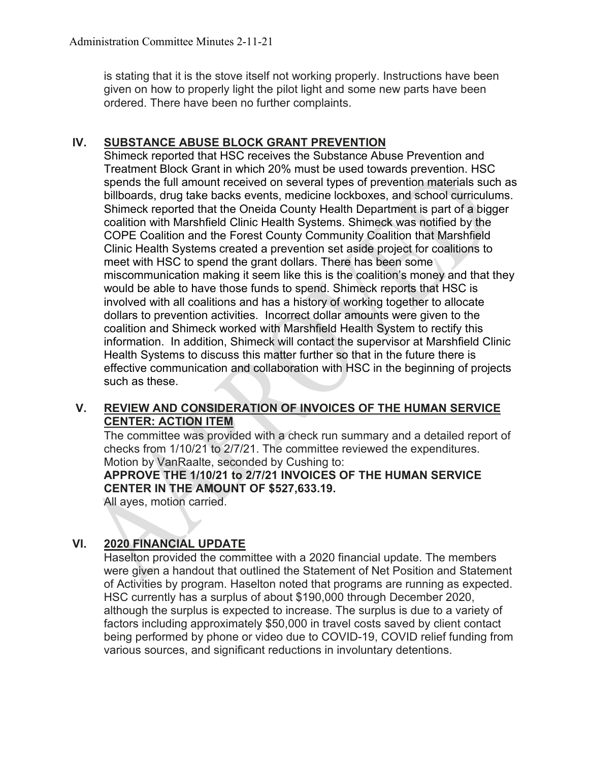is stating that it is the stove itself not working properly. Instructions have been given on how to properly light the pilot light and some new parts have been ordered. There have been no further complaints.

## IV. SUBSTANCE ABUSE BLOCK GRANT PREVENTION

Shimeck reported that HSC receives the Substance Abuse Prevention and Treatment Block Grant in which 20% must be used towards prevention. HSC spends the full amount received on several types of prevention materials such as billboards, drug take backs events, medicine lockboxes, and school curriculums. Shimeck reported that the Oneida County Health Department is part of a bigger coalition with Marshfield Clinic Health Systems. Shimeck was notified by the COPE Coalition and the Forest County Community Coalition that Marshfield Clinic Health Systems created a prevention set aside project for coalitions to meet with HSC to spend the grant dollars. There has been some miscommunication making it seem like this is the coalition's money and that they would be able to have those funds to spend. Shimeck reports that HSC is involved with all coalitions and has a history of working together to allocate dollars to prevention activities. Incorrect dollar amounts were given to the coalition and Shimeck worked with Marshfield Health System to rectify this information. In addition, Shimeck will contact the supervisor at Marshfield Clinic Health Systems to discuss this matter further so that in the future there is effective communication and collaboration with HSC in the beginning of projects such as these.

## V. REVIEW AND CONSIDERATION OF INVOICES OF THE HUMAN SERVICE CENTER: ACTION ITEM

The committee was provided with a check run summary and a detailed report of checks from 1/10/21 to 2/7/21. The committee reviewed the expenditures. Motion by VanRaalte, seconded by Cushing to:

**APPROVE THE 1/10/21 to 2/7/21 INVOICES OF THE HUMAN SERVICE CENTER IN THE AMOUNT OF $527,633.19.**

All ayes, motion carried.

## VI. 2020 FINANCIAL UPDATE

Haselton provided the committee with a 2020 financial update. The members were given a handout that outlined the Statement of Net Position and Statement of Activities by program. Haselton noted that programs are running as expected. HSC currently has a surplus of about $190,000 through December 2020, although the surplus is expected to increase. The surplus is due to a variety of factors including approximately $50,000 in travel costs saved by client contact being performed by phone or video due to COVID-19, COVID relief funding from various sources, and significant reductions in involuntary detentions.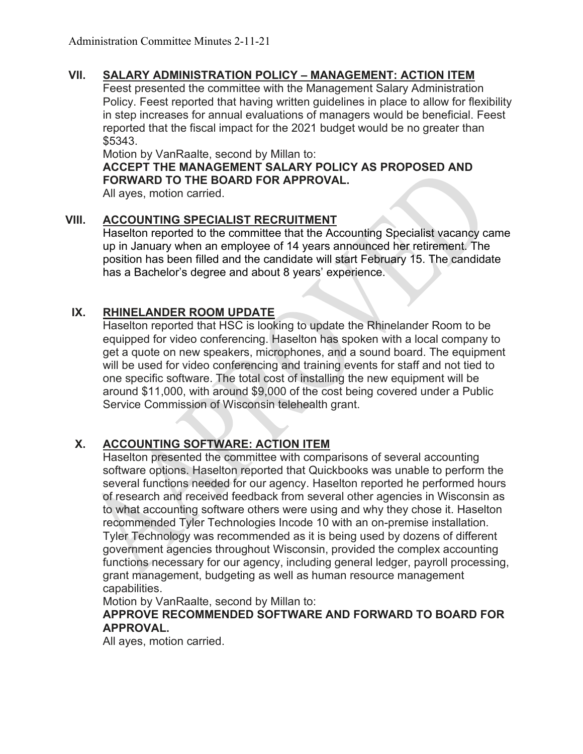## VII. SALARY ADMINISTRATION POLICY – MANAGEMENT: ACTION ITEM

Feest presented the committee with the Management Salary Administration Policy. Feest reported that having written guidelines in place to allow for flexibility in step increases for annual evaluations of managers would be beneficial. Feest reported that the fiscal impact for the 2021 budget would be no greater than $5343.

Motion by VanRaalte, second by Millan to:

**ACCEPT THE MANAGEMENT SALARY POLICY AS PROPOSED AND FORWARD TO THE BOARD FOR APPROVAL.**

All ayes, motion carried.

## VIII. ACCOUNTING SPECIALIST RECRUITMENT

Haselton reported to the committee that the Accounting Specialist vacancy came up in January when an employee of 14 years announced her retirement. The position has been filled and the candidate will start February 15. The candidate has a Bachelor's degree and about 8 years' experience.

## IX. RHINELANDER ROOM UPDATE

Haselton reported that HSC is looking to update the Rhinelander Room to be equipped for video conferencing. Haselton has spoken with a local company to get a quote on new speakers, microphones, and a sound board. The equipment will be used for video conferencing and training events for staff and not tied to one specific software. The total cost of installing the new equipment will be around $11,000, with around $9,000 of the cost being covered under a Public Service Commission of Wisconsin telehealth grant.

## X. ACCOUNTING SOFTWARE: ACTION ITEM

Haselton presented the committee with comparisons of several accounting software options. Haselton reported that Quickbooks was unable to perform the several functions needed for our agency. Haselton reported he performed hours of research and received feedback from several other agencies in Wisconsin as to what accounting software others were using and why they chose it. Haselton recommended Tyler Technologies Incode 10 with an on-premise installation. Tyler Technology was recommended as it is being used by dozens of different government agencies throughout Wisconsin, provided the complex accounting functions necessary for our agency, including general ledger, payroll processing, grant management, budgeting as well as human resource management capabilities.

Motion by VanRaalte, second by Millan to:

**APPROVE RECOMMENDED SOFTWARE AND FORWARD TO BOARD FOR APPROVAL.**

All ayes, motion carried.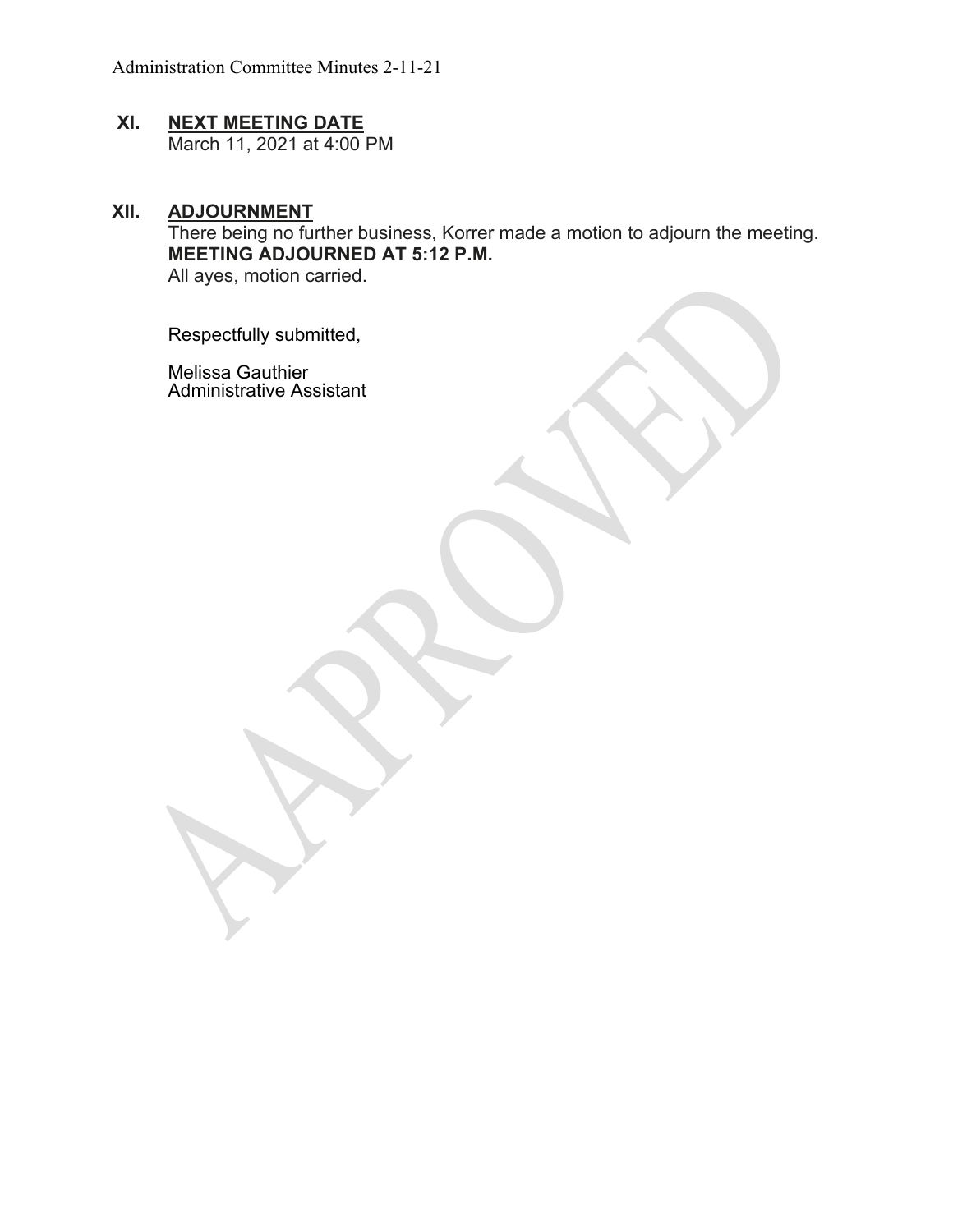## XI. NEXT MEETING DATE

March 11, 2021 at 4:00 PM

## XII. ADJOURNMENT

There being no further business, Korrer made a motion to adjourn the meeting.
**MEETING ADJOURNED AT 5:12 P.M.**
All ayes, motion carried.

Respectfully submitted,

Melissa Gauthier
Administrative Assistant